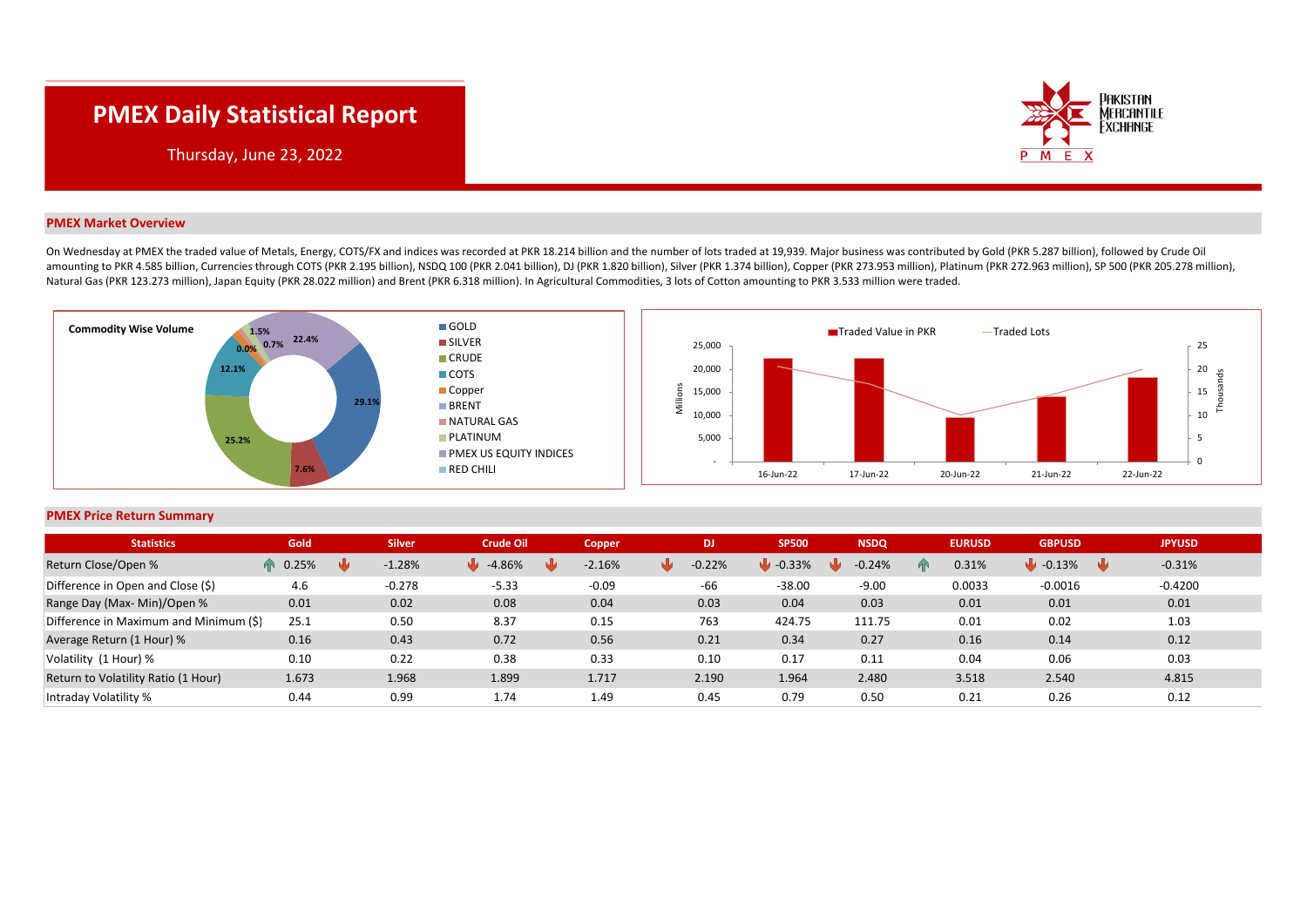# PMEX Daily Statistical Report

Thursday, June 23, 2022

## PMEX Market Overview

On Wednesday at PMEX the traded value of Metals, Energy, COTS/FX and indices was recorded at PKR 18.214 billion and the number of lots traded at 19,939. Major business was contributed by Gold (PKR 5.287 billion), followed by Crude Oil amounting to PKR 4.585 billion, Currencies through COTS (PKR 2.195 billion), NSDQ 100 (PKR 2.041 billion), DJ (PKR 1.820 billion), Silver (PKR 1.374 billion), Copper (PKR 273.953 million), Platinum (PKR 272.963 million), SP 500 (PKR 205.278 million), Natural Gas (PKR 123.273 million), Japan Equity (PKR 28.022 million) and Brent (PKR 6.318 million). In Agricultural Commodities, 3 lots of Cotton amounting to PKR 3.533 million were traded.

**Commodity Wise Volume**

| Commodity | Share |
|---|---|
| GOLD | 29.1% |
| SILVER | 7.6% |
| CRUDE | 25.2% |
| COTS | 12.1% |
| Copper | 1.5% |
| BRENT | 0.0% |
| NATURAL GAS | 0.7% |
| PLATINUM | |
| PMEX US EQUITY INDICES | 22.4% |
| RED CHILI | |

**Traded Value in PKR (Millions) / Traded Lots (Thousands)**

| Date | 16-Jun-22 | 17-Jun-22 | 20-Jun-22 | 21-Jun-22 | 22-Jun-22 |
|---|---|---|---|---|---|

## PMEX Price Return Summary

| Statistics | Gold | Silver | Crude Oil | Copper | DJ | SP500 | NSDQ | EURUSD | GBPUSD | JPYUSD |
|---|---|---|---|---|---|---|---|---|---|---|
| Return Close/Open % | 0.25% | -1.28% | -4.86% | -2.16% | -0.22% | -0.33% | -0.24% | 0.31% | -0.13% | -0.31% |
| Difference in Open and Close ($) | 4.6 | -0.278 | -5.33 | -0.09 | -66 | -38.00 | -9.00 | 0.0033 | -0.0016 | -0.4200 |
| Range Day (Max- Min)/Open % | 0.01 | 0.02 | 0.08 | 0.04 | 0.03 | 0.04 | 0.03 | 0.01 | 0.01 | 0.01 |
| Difference in Maximum and Minimum ($) | 25.1 | 0.50 | 8.37 | 0.15 | 763 | 424.75 | 111.75 | 0.01 | 0.02 | 1.03 |
| Average Return (1 Hour) % | 0.16 | 0.43 | 0.72 | 0.56 | 0.21 | 0.34 | 0.27 | 0.16 | 0.14 | 0.12 |
| Volatility (1 Hour) % | 0.10 | 0.22 | 0.38 | 0.33 | 0.10 | 0.17 | 0.11 | 0.04 | 0.06 | 0.03 |
| Return to Volatility Ratio (1 Hour) | 1.673 | 1.968 | 1.899 | 1.717 | 2.190 | 1.964 | 2.480 | 3.518 | 2.540 | 4.815 |
| Intraday Volatility % | 0.44 | 0.99 | 1.74 | 1.49 | 0.45 | 0.79 | 0.50 | 0.21 | 0.26 | 0.12 |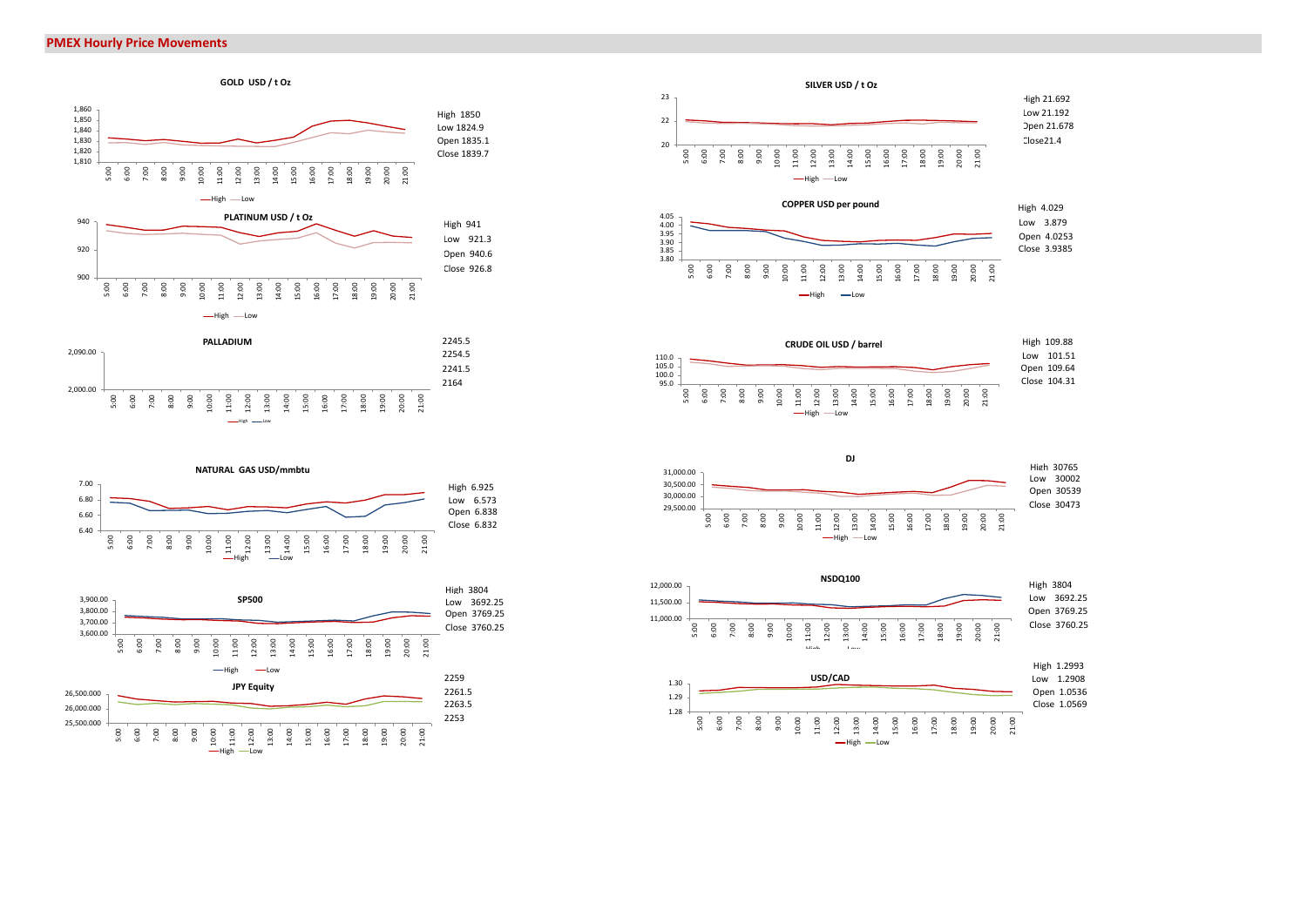## PMEX Hourly Price Movements

**GOLD USD / t Oz**

High 1850
Low 1824.9
Open 1835.1
Close 1839.7

**SILVER USD / t Oz**

High 21.692
Low 21.192
Open 21.678
Close21.4

**PLATINUM USD / t Oz**

High 941
Low 921.3
Open 940.6
Close 926.8

**COPPER USD per pound**

High 4.029
Low 3.879
Open 4.0253
Close 3.9385

**PALLADIUM**

2245.5
2254.5
2241.5
2164

**CRUDE OIL USD / barrel**

High 109.88
Low 101.51
Open 109.64
Close 104.31

**NATURAL GAS USD/mmbtu**

High 6.925
Low 6.573
Open 6.838
Close 6.832

**DJ**

High 30765
Low 30002
Open 30539
Close 30473

**SP500**

High 3804
Low 3692.25
Open 3769.25
Close 3760.25

**NSDQ100**

High 3804
Low 3692.25
Open 3769.25
Close 3760.25

**JPY Equity**

2259
2261.5
2263.5
2253

**USD/CAD**

High 1.2993
Low 1.2908
Open 1.0536
Close 1.0569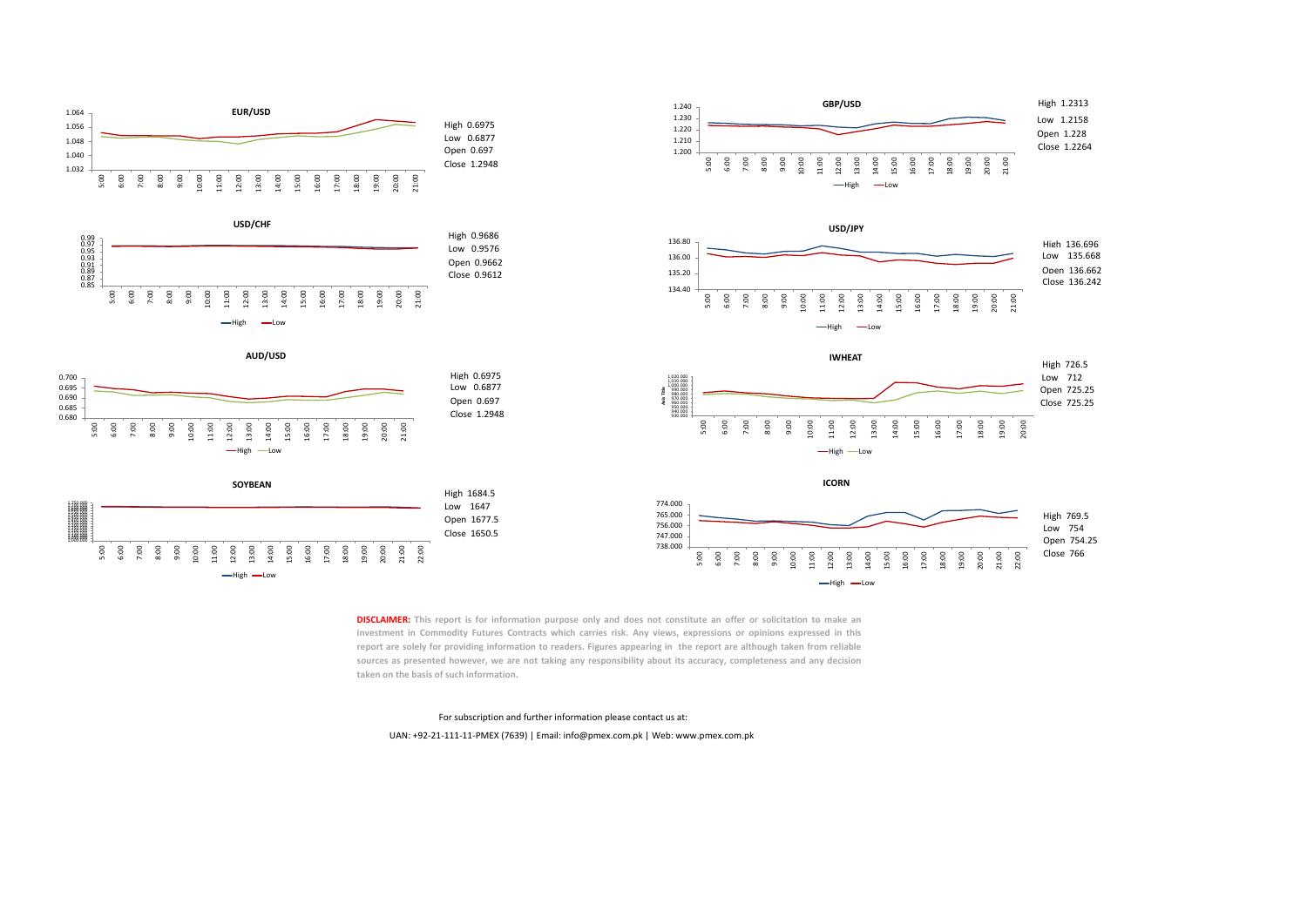EUR/USD

1.064
1.056
1.048
1.040
1.032

5:00 6:00 7:00 8:00 9:00 10:00 11:00 12:00 13:00 14:00 15:00 16:00 17:00 18:00 19:00 20:00 21:00

High 0.6975
Low 0.6877
Open 0.697
Close 1.2948

GBP/USD

1.240
1.230
1.220
1.210
1.200

5:00 6:00 7:00 8:00 9:00 10:00 11:00 12:00 13:00 14:00 15:00 16:00 17:00 18:00 19:00 20:00 21:00

High Low

High 1.2313
Low 1.2158
Open 1.228
Close 1.2264

USD/CHF

0.99
0.97
0.95
0.93
0.91
0.89
0.87
0.85

5:00 6:00 7:00 8:00 9:00 10:00 11:00 12:00 13:00 14:00 15:00 16:00 17:00 18:00 19:00 20:00 21:00

High Low

High 0.9686
Low 0.9576
Open 0.9662
Close 0.9612

USD/JPY

136.80
136.00
135.20
134.40

5:00 6:00 7:00 8:00 9:00 10:00 11:00 12:00 13:00 14:00 15:00 16:00 17:00 18:00 19:00 20:00 21:00

High Low

High 136.696
Low 135.668
Open 136.662
Close 136.242

AUD/USD

0.700
0.695
0.690
0.685
0.680

5:00 6:00 7:00 8:00 9:00 10:00 11:00 12:00 13:00 14:00 15:00 16:00 17:00 18:00 19:00 20:00 21:00

High Low

High 0.6975
Low 0.6877
Open 0.697
Close 1.2948

IWHEAT

Axis Title

5:00 6:00 7:00 8:00 9:00 10:00 11:00 12:00 13:00 14:00 15:00 16:00 17:00 18:00 19:00 20:00

High Low

High 726.5
Low 712
Open 725.25
Close 725.25

SOYBEAN

5:00 6:00 7:00 8:00 9:00 10:00 11:00 12:00 13:00 14:00 15:00 16:00 17:00 18:00 19:00 20:00 21:00 22:00

High Low

High 1684.5
Low 1647
Open 1677.5
Close 1650.5

ICORN

774.000
765.000
756.000
747.000
738.000

5:00 6:00 7:00 8:00 9:00 10:00 11:00 12:00 13:00 14:00 15:00 16:00 17:00 18:00 19:00 20:00 21:00 22:00

High Low

High 769.5
Low 754
Open 754.25
Close 766

**DISCLAIMER:** This report is for information purpose only and does not constitute an offer or solicitation to make an investment in Commodity Futures Contracts which carries risk. Any views, expressions or opinions expressed in this report are solely for providing information to readers. Figures appearing in the report are although taken from reliable sources as presented however, we are not taking any responsibility about its accuracy, completeness and any decision taken on the basis of such information.

For subscription and further information please contact us at:

UAN: +92-21-111-11-PMEX (7639) | Email: info@pmex.com.pk | Web: www.pmex.com.pk